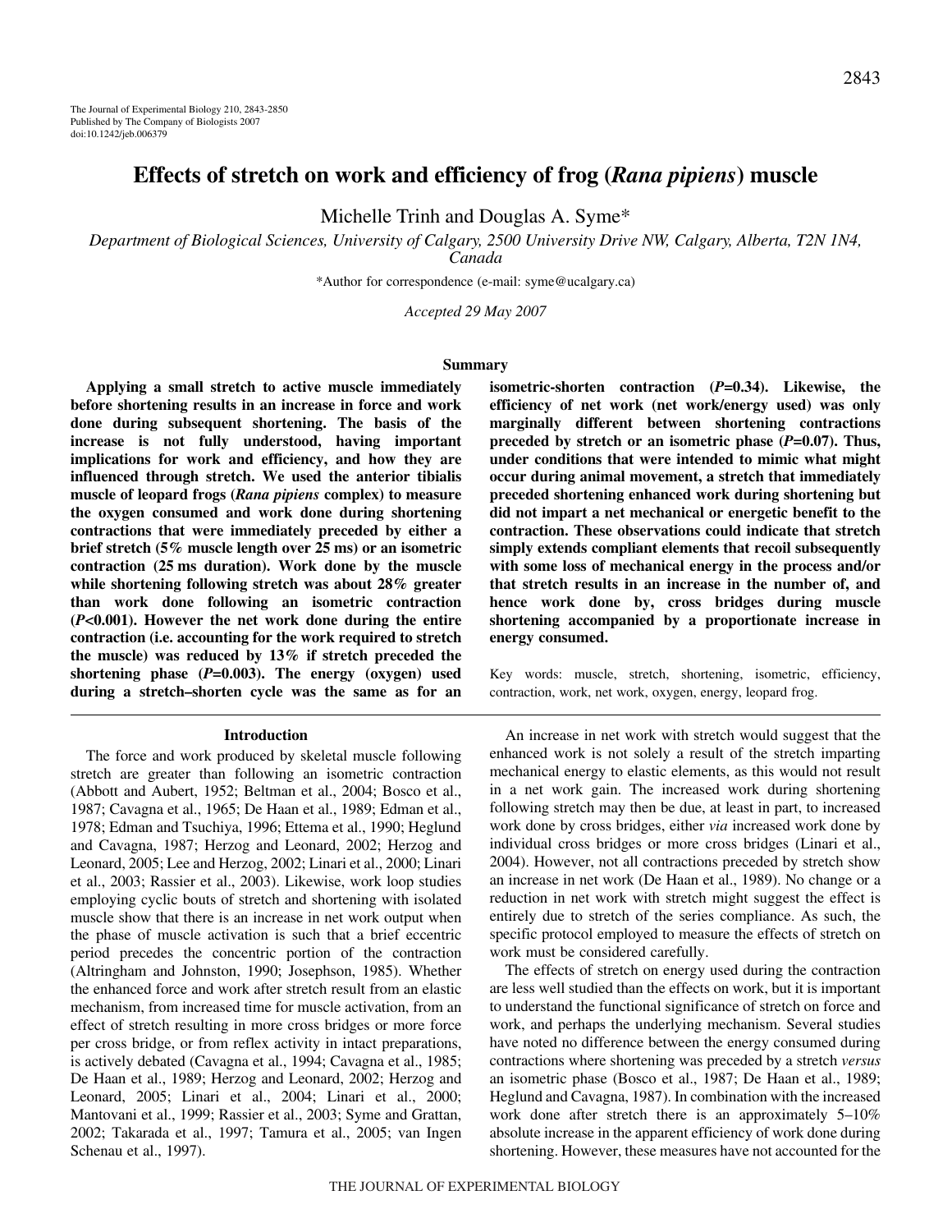# Effects of stretch on work and efficiency of frog (*Rana pipiens*) muscle

Michelle Trinh and Douglas A. Syme*

*Department of Biological Sciences, University of Calgary, 2500 University Drive NW, Calgary, Alberta, T2N 1N4, Canada*

*Author for correspondence (e-mail: syme@ucalgary.ca)

*Accepted 29 May 2007*

## Summary

**Applying a small stretch to active muscle immediately before shortening results in an increase in force and work done during subsequent shortening. The basis of the increase is not fully understood, having important implications for work and efficiency, and how they are influenced through stretch. We used the anterior tibialis muscle of leopard frogs (*Rana pipiens* complex) to measure the oxygen consumed and work done during shortening contractions that were immediately preceded by either a brief stretch (5% muscle length over 25 ms) or an isometric contraction (25 ms duration). Work done by the muscle while shortening following stretch was about 28% greater than work done following an isometric contraction ($P<0.001$). However the net work done during the entire contraction (i.e. accounting for the work required to stretch the muscle) was reduced by 13% if stretch preceded the shortening phase ($P=0.003$). The energy (oxygen) used during a stretch–shorten cycle was the same as for an isometric-shorten contraction ($P=0.34$). Likewise, the efficiency of net work (net work/energy used) was only marginally different between shortening contractions preceded by stretch or an isometric phase ($P=0.07$). Thus, under conditions that were intended to mimic what might occur during animal movement, a stretch that immediately preceded shortening enhanced work during shortening but did not impart a net mechanical or energetic benefit to the contraction. These observations could indicate that stretch simply extends compliant elements that recoil subsequently with some loss of mechanical energy in the process and/or that stretch results in an increase in the number of, and hence work done by, cross bridges during muscle shortening accompanied by a proportionate increase in energy consumed.**

Key words: muscle, stretch, shortening, isometric, efficiency, contraction, work, net work, oxygen, energy, leopard frog.

## Introduction

The force and work produced by skeletal muscle following stretch are greater than following an isometric contraction (Abbott and Aubert, 1952; Beltman et al., 2004; Bosco et al., 1987; Cavagna et al., 1965; De Haan et al., 1989; Edman et al., 1978; Edman and Tsuchiya, 1996; Ettema et al., 1990; Heglund and Cavagna, 1987; Herzog and Leonard, 2002; Herzog and Leonard, 2005; Lee and Herzog, 2002; Linari et al., 2000; Linari et al., 2003; Rassier et al., 2003). Likewise, work loop studies employing cyclic bouts of stretch and shortening with isolated muscle show that there is an increase in net work output when the phase of muscle activation is such that a brief eccentric period precedes the concentric portion of the contraction (Altringham and Johnston, 1990; Josephson, 1985). Whether the enhanced force and work after stretch result from an elastic mechanism, from increased time for muscle activation, from an effect of stretch resulting in more cross bridges or more force per cross bridge, or from reflex activity in intact preparations, is actively debated (Cavagna et al., 1994; Cavagna et al., 1985; De Haan et al., 1989; Herzog and Leonard, 2002; Herzog and Leonard, 2005; Linari et al., 2004; Linari et al., 2000; Mantovani et al., 1999; Rassier et al., 2003; Syme and Grattan, 2002; Takarada et al., 1997; Tamura et al., 2005; van Ingen Schenau et al., 1997).

An increase in net work with stretch would suggest that the enhanced work is not solely a result of the stretch imparting mechanical energy to elastic elements, as this would not result in a net work gain. The increased work during shortening following stretch may then be due, at least in part, to increased work done by cross bridges, either *via* increased work done by individual cross bridges or more cross bridges (Linari et al., 2004). However, not all contractions preceded by stretch show an increase in net work (De Haan et al., 1989). No change or a reduction in net work with stretch might suggest the effect is entirely due to stretch of the series compliance. As such, the specific protocol employed to measure the effects of stretch on work must be considered carefully.

The effects of stretch on energy used during the contraction are less well studied than the effects on work, but it is important to understand the functional significance of stretch on force and work, and perhaps the underlying mechanism. Several studies have noted no difference between the energy consumed during contractions where shortening was preceded by a stretch *versus* an isometric phase (Bosco et al., 1987; De Haan et al., 1989; Heglund and Cavagna, 1987). In combination with the increased work done after stretch there is an approximately 5–10% absolute increase in the apparent efficiency of work done during shortening. However, these measures have not accounted for the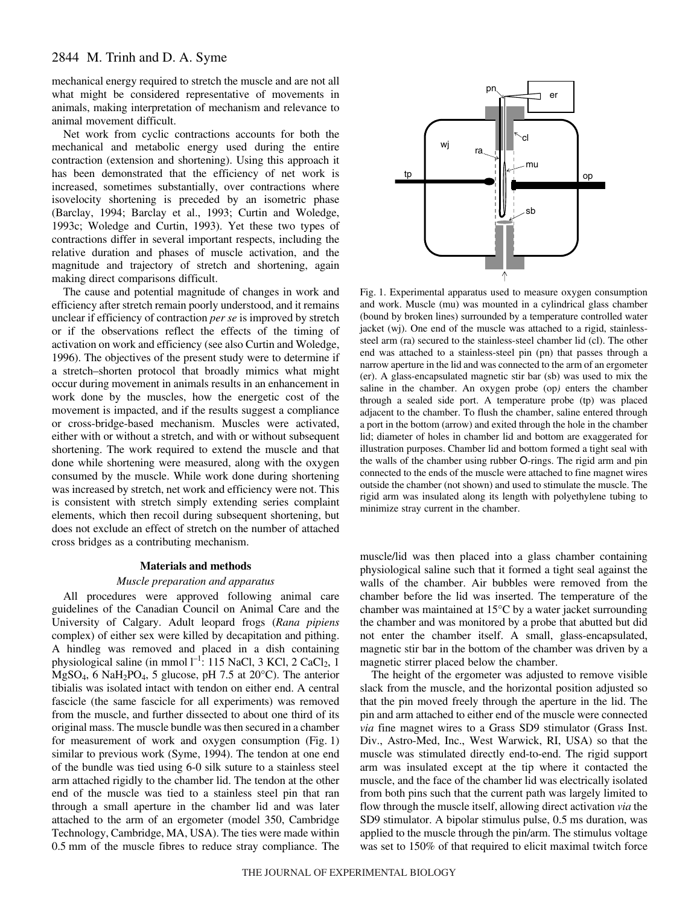mechanical energy required to stretch the muscle and are not all what might be considered representative of movements in animals, making interpretation of mechanism and relevance to animal movement difficult.

Net work from cyclic contractions accounts for both the mechanical and metabolic energy used during the entire contraction (extension and shortening). Using this approach it has been demonstrated that the efficiency of net work is increased, sometimes substantially, over contractions where isovelocity shortening is preceded by an isometric phase (Barclay, 1994; Barclay et al., 1993; Curtin and Woledge, 1993c; Woledge and Curtin, 1993). Yet these two types of contractions differ in several important respects, including the relative duration and phases of muscle activation, and the magnitude and trajectory of stretch and shortening, again making direct comparisons difficult.

The cause and potential magnitude of changes in work and efficiency after stretch remain poorly understood, and it remains unclear if efficiency of contraction *per se* is improved by stretch or if the observations reflect the effects of the timing of activation on work and efficiency (see also Curtin and Woledge, 1996). The objectives of the present study were to determine if a stretch–shorten protocol that broadly mimics what might occur during movement in animals results in an enhancement in work done by the muscles, how the energetic cost of the movement is impacted, and if the results suggest a compliance or cross-bridge-based mechanism. Muscles were activated, either with or without a stretch, and with or without subsequent shortening. The work required to extend the muscle and that done while shortening were measured, along with the oxygen consumed by the muscle. While work done during shortening was increased by stretch, net work and efficiency were not. This is consistent with stretch simply extending series complaint elements, which then recoil during subsequent shortening, but does not exclude an effect of stretch on the number of attached cross bridges as a contributing mechanism.

## Materials and methods

### *Muscle preparation and apparatus*

All procedures were approved following animal care guidelines of the Canadian Council on Animal Care and the University of Calgary. Adult leopard frogs (*Rana pipiens* complex) of either sex were killed by decapitation and pithing. A hindleg was removed and placed in a dish containing physiological saline (in mmol $l^{-1}$: 115 NaCl, 3 KCl, 2 $CaCl_2$, 1 $MgSO_4$, 6 $NaH_2PO_4$, 5 glucose, pH 7.5 at 20°C). The anterior tibialis was isolated intact with tendon on either end. A central fascicle (the same fascicle for all experiments) was removed from the muscle, and further dissected to about one third of its original mass. The muscle bundle was then secured in a chamber for measurement of work and oxygen consumption (Fig. 1) similar to previous work (Syme, 1994). The tendon at one end of the bundle was tied using 6-0 silk suture to a stainless steel arm attached rigidly to the chamber lid. The tendon at the other end of the muscle was tied to a stainless steel pin that ran through a small aperture in the chamber lid and was later attached to the arm of an ergometer (model 350, Cambridge Technology, Cambridge, MA, USA). The ties were made within 0.5 mm of the muscle fibres to reduce stray compliance. The muscle/lid was then placed into a glass chamber containing physiological saline such that it formed a tight seal against the walls of the chamber. Air bubbles were removed from the chamber before the lid was inserted. The temperature of the chamber was maintained at 15°C by a water jacket surrounding the chamber and was monitored by a probe that abutted but did not enter the chamber itself. A small, glass-encapsulated, magnetic stir bar in the bottom of the chamber was driven by a magnetic stirrer placed below the chamber.

pn
er
cl
wj
ra
mu
tp
op
sb

Fig. 1. Experimental apparatus used to measure oxygen consumption and work. Muscle (mu) was mounted in a cylindrical glass chamber (bound by broken lines) surrounded by a temperature controlled water jacket (wj). One end of the muscle was attached to a rigid, stainless-steel arm (ra) secured to the stainless-steel chamber lid (cl). The other end was attached to a stainless-steel pin (pn) that passes through a narrow aperture in the lid and was connected to the arm of an ergometer (er). A glass-encapsulated magnetic stir bar (sb) was used to mix the saline in the chamber. An oxygen probe (op*)* enters the chamber through a sealed side port. A temperature probe (tp) was placed adjacent to the chamber. To flush the chamber, saline entered through a port in the bottom (arrow) and exited through the hole in the chamber lid; diameter of holes in chamber lid and bottom are exaggerated for illustration purposes. Chamber lid and bottom formed a tight seal with the walls of the chamber using rubber O-rings. The rigid arm and pin connected to the ends of the muscle were attached to fine magnet wires outside the chamber (not shown) and used to stimulate the muscle. The rigid arm was insulated along its length with polyethylene tubing to minimize stray current in the chamber.

The height of the ergometer was adjusted to remove visible slack from the muscle, and the horizontal position adjusted so that the pin moved freely through the aperture in the lid. The pin and arm attached to either end of the muscle were connected *via* fine magnet wires to a Grass SD9 stimulator (Grass Inst. Div., Astro-Med, Inc., West Warwick, RI, USA) so that the muscle was stimulated directly end-to-end. The rigid support arm was insulated except at the tip where it contacted the muscle, and the face of the chamber lid was electrically isolated from both pins such that the current path was largely limited to flow through the muscle itself, allowing direct activation *via* the SD9 stimulator. A bipolar stimulus pulse, 0.5 ms duration, was applied to the muscle through the pin/arm. The stimulus voltage was set to 150% of that required to elicit maximal twitch force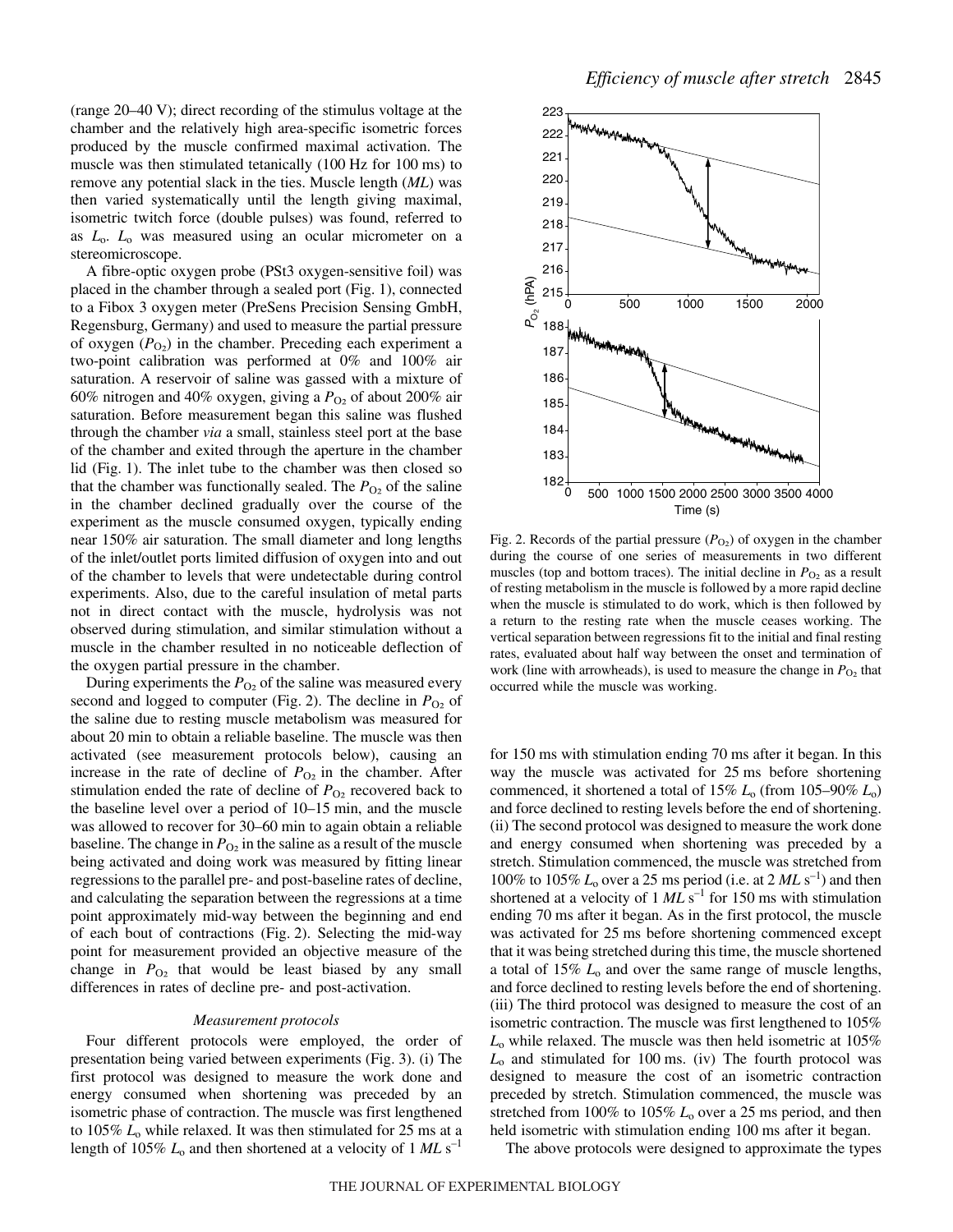(range 20–40 V); direct recording of the stimulus voltage at the chamber and the relatively high area-specific isometric forces produced by the muscle confirmed maximal activation. The muscle was then stimulated tetanically (100 Hz for 100 ms) to remove any potential slack in the ties. Muscle length (*ML*) was then varied systematically until the length giving maximal, isometric twitch force (double pulses) was found, referred to as $L_o$. $L_o$ was measured using an ocular micrometer on a stereomicroscope.

A fibre-optic oxygen probe (PSt3 oxygen-sensitive foil) was placed in the chamber through a sealed port (Fig. 1), connected to a Fibox 3 oxygen meter (PreSens Precision Sensing GmbH, Regensburg, Germany) and used to measure the partial pressure of oxygen ($P_{O_2}$) in the chamber. Preceding each experiment a two-point calibration was performed at 0% and 100% air saturation. A reservoir of saline was gassed with a mixture of 60% nitrogen and 40% oxygen, giving a $P_{O_2}$ of about 200% air saturation. Before measurement began this saline was flushed through the chamber *via* a small, stainless steel port at the base of the chamber and exited through the aperture in the chamber lid (Fig. 1). The inlet tube to the chamber was then closed so that the chamber was functionally sealed. The $P_{O_2}$ of the saline in the chamber declined gradually over the course of the experiment as the muscle consumed oxygen, typically ending near 150% air saturation. The small diameter and long lengths of the inlet/outlet ports limited diffusion of oxygen into and out of the chamber to levels that were undetectable during control experiments. Also, due to the careful insulation of metal parts not in direct contact with the muscle, hydrolysis was not observed during stimulation, and similar stimulation without a muscle in the chamber resulted in no noticeable deflection of the oxygen partial pressure in the chamber.

During experiments the $P_{O_2}$ of the saline was measured every second and logged to computer (Fig. 2). The decline in $P_{O_2}$ of the saline due to resting muscle metabolism was measured for about 20 min to obtain a reliable baseline. The muscle was then activated (see measurement protocols below), causing an increase in the rate of decline of $P_{O_2}$ in the chamber. After stimulation ended the rate of decline of $P_{O_2}$ recovered back to the baseline level over a period of 10–15 min, and the muscle was allowed to recover for 30–60 min to again obtain a reliable baseline. The change in $P_{O_2}$ in the saline as a result of the muscle being activated and doing work was measured by fitting linear regressions to the parallel pre- and post-baseline rates of decline, and calculating the separation between the regressions at a time point approximately mid-way between the beginning and end of each bout of contractions (Fig. 2). Selecting the mid-way point for measurement provided an objective measure of the change in $P_{O_2}$ that would be least biased by any small differences in rates of decline pre- and post-activation.

Fig. 2. Records of the partial pressure ($P_{O_2}$) of oxygen in the chamber during the course of one series of measurements in two different muscles (top and bottom traces). The initial decline in $P_{O_2}$ as a result of resting metabolism in the muscle is followed by a more rapid decline when the muscle is stimulated to do work, which is then followed by a return to the resting rate when the muscle ceases working. The vertical separation between regressions fit to the initial and final resting rates, evaluated about half way between the onset and termination of work (line with arrowheads), is used to measure the change in $P_{O_2}$ that occurred while the muscle was working.

### Measurement protocols

Four different protocols were employed, the order of presentation being varied between experiments (Fig. 3). (i) The first protocol was designed to measure the work done and energy consumed when shortening was preceded by an isometric phase of contraction. The muscle was first lengthened to 105% $L_o$ while relaxed. It was then stimulated for 25 ms at a length of 105% $L_o$ and then shortened at a velocity of 1 $ML$ s$^{-1}$ for 150 ms with stimulation ending 70 ms after it began. In this way the muscle was activated for 25 ms before shortening commenced, it shortened a total of 15% $L_o$ (from 105–90% $L_o$) and force declined to resting levels before the end of shortening. (ii) The second protocol was designed to measure the work done and energy consumed when shortening was preceded by a stretch. Stimulation commenced, the muscle was stretched from 100% to 105% $L_o$ over a 25 ms period (i.e. at 2 $ML$ s$^{-1}$) and then shortened at a velocity of 1 $ML$ s$^{-1}$ for 150 ms with stimulation ending 70 ms after it began. As in the first protocol, the muscle was activated for 25 ms before shortening commenced except that it was being stretched during this time, the muscle shortened a total of 15% $L_o$ and over the same range of muscle lengths, and force declined to resting levels before the end of shortening. (iii) The third protocol was designed to measure the cost of an isometric contraction. The muscle was first lengthened to 105% $L_o$ while relaxed. The muscle was then held isometric at 105% $L_o$ and stimulated for 100 ms. (iv) The fourth protocol was designed to measure the cost of an isometric contraction preceded by stretch. Stimulation commenced, the muscle was stretched from 100% to 105% $L_o$ over a 25 ms period, and then held isometric with stimulation ending 100 ms after it began.

The above protocols were designed to approximate the types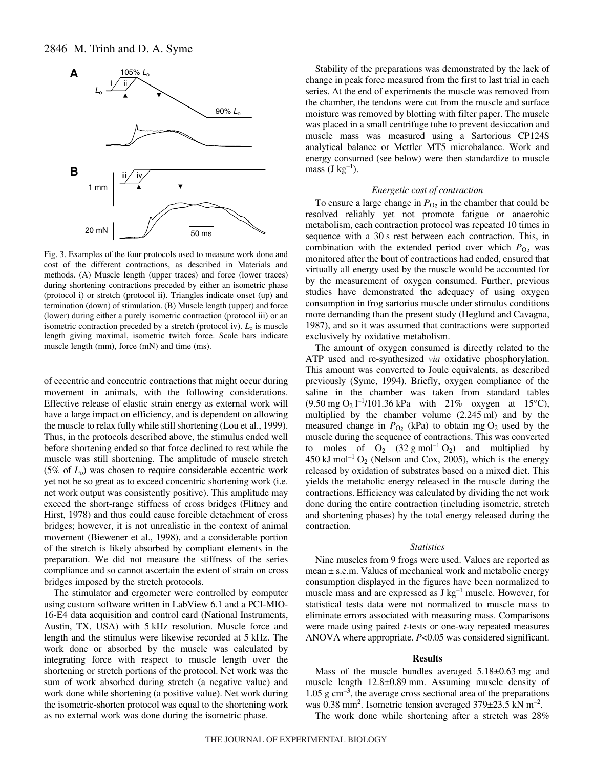Fig. 3. Examples of the four protocols used to measure work done and cost of the different contractions, as described in Materials and methods. (A) Muscle length (upper traces) and force (lower traces) during shortening contractions preceded by either an isometric phase (protocol i) or stretch (protocol ii). Triangles indicate onset (up) and termination (down) of stimulation. (B) Muscle length (upper) and force (lower) during either a purely isometric contraction (protocol iii) or an isometric contraction preceded by a stretch (protocol iv). $L_o$ is muscle length giving maximal, isometric twitch force. Scale bars indicate muscle length (mm), force (mN) and time (ms).

of eccentric and concentric contractions that might occur during movement in animals, with the following considerations. Effective release of elastic strain energy as external work will have a large impact on efficiency, and is dependent on allowing the muscle to relax fully while still shortening (Lou et al., 1999). Thus, in the protocols described above, the stimulus ended well before shortening ended so that force declined to rest while the muscle was still shortening. The amplitude of muscle stretch (5% of $L_o$) was chosen to require considerable eccentric work yet not be so great as to exceed concentric shortening work (i.e. net work output was consistently positive). This amplitude may exceed the short-range stiffness of cross bridges (Flitney and Hirst, 1978) and thus could cause forcible detachment of cross bridges; however, it is not unrealistic in the context of animal movement (Biewener et al., 1998), and a considerable portion of the stretch is likely absorbed by compliant elements in the preparation. We did not measure the stiffness of the series compliance and so cannot ascertain the extent of strain on cross bridges imposed by the stretch protocols.

The stimulator and ergometer were controlled by computer using custom software written in LabView 6.1 and a PCI-MIO-16-E4 data acquisition and control card (National Instruments, Austin, TX, USA) with 5 kHz resolution. Muscle force and length and the stimulus were likewise recorded at 5 kHz. The work done or absorbed by the muscle was calculated by integrating force with respect to muscle length over the shortening or stretch portions of the protocol. Net work was the sum of work absorbed during stretch (a negative value) and work done while shortening (a positive value). Net work during the isometric-shorten protocol was equal to the shortening work as no external work was done during the isometric phase.

Stability of the preparations was demonstrated by the lack of change in peak force measured from the first to last trial in each series. At the end of experiments the muscle was removed from the chamber, the tendons were cut from the muscle and surface moisture was removed by blotting with filter paper. The muscle was placed in a small centrifuge tube to prevent desiccation and muscle mass was measured using a Sartorious CP124S analytical balance or Mettler MT5 microbalance. Work and energy consumed (see below) were then standardize to muscle mass (J $kg^{-1}$).

### *Energetic cost of contraction*

To ensure a large change in $P_{O_2}$ in the chamber that could be resolved reliably yet not promote fatigue or anaerobic metabolism, each contraction protocol was repeated 10 times in sequence with a 30 s rest between each contraction. This, in combination with the extended period over which $P_{O_2}$ was monitored after the bout of contractions had ended, ensured that virtually all energy used by the muscle would be accounted for by the measurement of oxygen consumed. Further, previous studies have demonstrated the adequacy of using oxygen consumption in frog sartorius muscle under stimulus conditions more demanding than the present study (Heglund and Cavagna, 1987), and so it was assumed that contractions were supported exclusively by oxidative metabolism.

The amount of oxygen consumed is directly related to the ATP used and re-synthesized *via* oxidative phosphorylation. This amount was converted to Joule equivalents, as described previously (Syme, 1994). Briefly, oxygen compliance of the saline in the chamber was taken from standard tables (9.50 mg $O_2$ $l^{-1}$/101.36 kPa with 21% oxygen at 15°C), multiplied by the chamber volume (2.245 ml) and by the measured change in $P_{O_2}$ (kPa) to obtain mg $O_2$ used by the muscle during the sequence of contractions. This was converted to moles of $O_2$ (32 g $mol^{-1}$ $O_2$) and multiplied by 450 kJ $mol^{-1}$ $O_2$ (Nelson and Cox, 2005), which is the energy released by oxidation of substrates based on a mixed diet. This yields the metabolic energy released in the muscle during the contractions. Efficiency was calculated by dividing the net work done during the entire contraction (including isometric, stretch and shortening phases) by the total energy released during the contraction.

### *Statistics*

Nine muscles from 9 frogs were used. Values are reported as mean ± s.e.m. Values of mechanical work and metabolic energy consumption displayed in the figures have been normalized to muscle mass and are expressed as J $kg^{-1}$ muscle. However, for statistical tests data were not normalized to muscle mass to eliminate errors associated with measuring mass. Comparisons were made using paired *t*-tests or one-way repeated measures ANOVA where appropriate. $P<0.05$ was considered significant.

## Results

Mass of the muscle bundles averaged 5.18±0.63 mg and muscle length 12.8±0.89 mm. Assuming muscle density of 1.05 g $cm^{-3}$, the average cross sectional area of the preparations was 0.38 $mm^2$. Isometric tension averaged 379±23.5 kN $m^{-2}$.

The work done while shortening after a stretch was 28%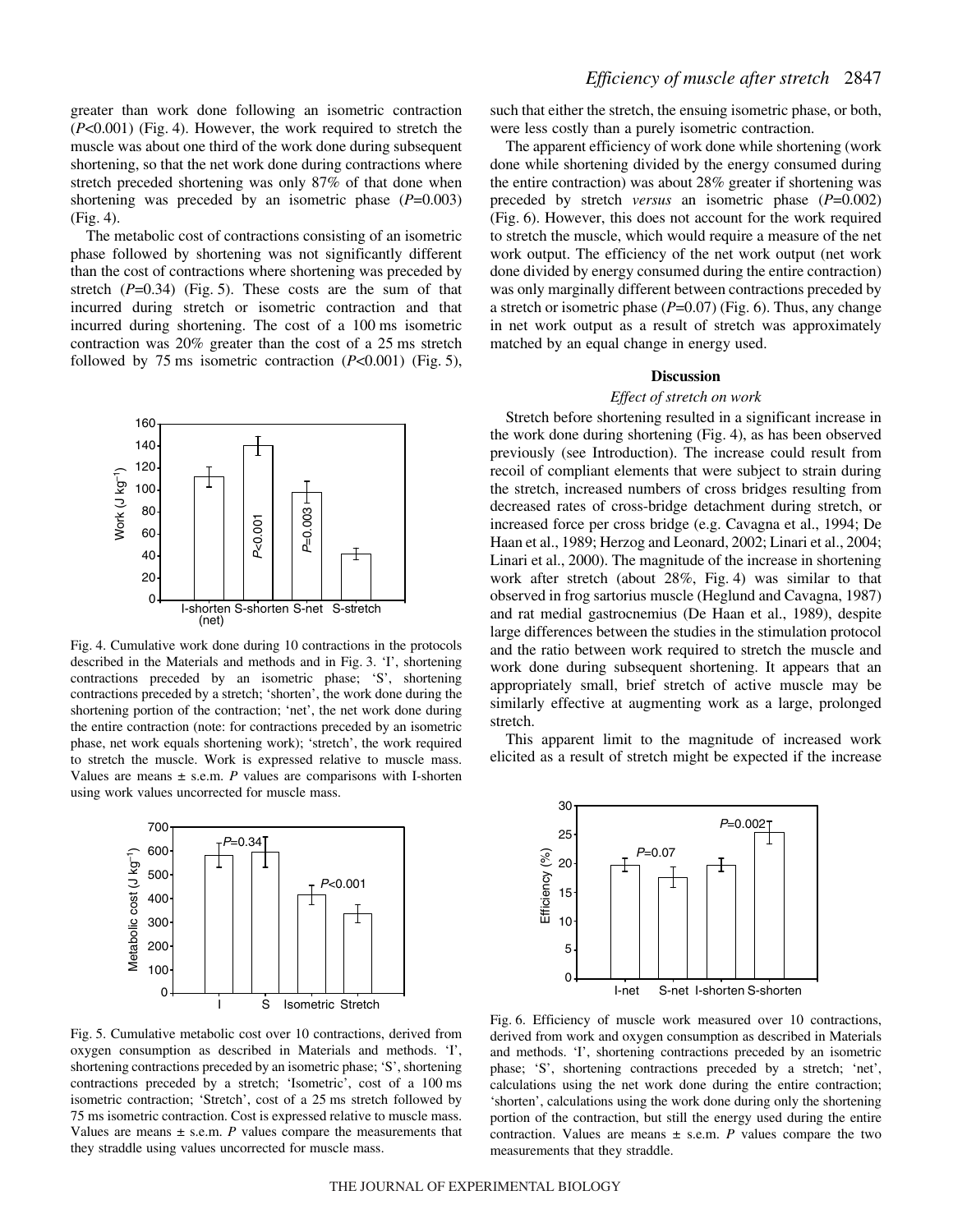greater than work done following an isometric contraction ($P$<0.001) (Fig. 4). However, the work required to stretch the muscle was about one third of the work done during subsequent shortening, so that the net work done during contractions where stretch preceded shortening was only 87% of that done when shortening was preceded by an isometric phase ($P$=0.003) (Fig. 4).

The metabolic cost of contractions consisting of an isometric phase followed by shortening was not significantly different than the cost of contractions where shortening was preceded by stretch ($P$=0.34) (Fig. 5). These costs are the sum of that incurred during stretch or isometric contraction and that incurred during shortening. The cost of a 100 ms isometric contraction was 20% greater than the cost of a 25 ms stretch followed by 75 ms isometric contraction ($P$<0.001) (Fig. 5), such that either the stretch, the ensuing isometric phase, or both, were less costly than a purely isometric contraction.

Fig. 4. Cumulative work done during 10 contractions in the protocols described in the Materials and methods and in Fig. 3. 'I', shortening contractions preceded by an isometric phase; 'S', shortening contractions preceded by a stretch; 'shorten', the work done during the shortening portion of the contraction; 'net', the net work done during the entire contraction (note: for contractions preceded by an isometric phase, net work equals shortening work); 'stretch', the work required to stretch the muscle. Work is expressed relative to muscle mass. Values are means ± s.e.m. $P$ values are comparisons with I-shorten using work values uncorrected for muscle mass.

Fig. 5. Cumulative metabolic cost over 10 contractions, derived from oxygen consumption as described in Materials and methods. 'I', shortening contractions preceded by an isometric phase; 'S', shortening contractions preceded by a stretch; 'Isometric', cost of a 100 ms isometric contraction; 'Stretch', cost of a 25 ms stretch followed by 75 ms isometric contraction. Cost is expressed relative to muscle mass. Values are means ± s.e.m. $P$ values compare the measurements that they straddle using values uncorrected for muscle mass.

The apparent efficiency of work done while shortening (work done while shortening divided by the energy consumed during the entire contraction) was about 28% greater if shortening was preceded by stretch *versus* an isometric phase ($P$=0.002) (Fig. 6). However, this does not account for the work required to stretch the muscle, which would require a measure of the net work output. The efficiency of the net work output (net work done divided by energy consumed during the entire contraction) was only marginally different between contractions preceded by a stretch or isometric phase ($P$=0.07) (Fig. 6). Thus, any change in net work output as a result of stretch was approximately matched by an equal change in energy used.

## Discussion

### *Effect of stretch on work*

Stretch before shortening resulted in a significant increase in the work done during shortening (Fig. 4), as has been observed previously (see Introduction). The increase could result from recoil of compliant elements that were subject to strain during the stretch, increased numbers of cross bridges resulting from decreased rates of cross-bridge detachment during stretch, or increased force per cross bridge (e.g. Cavagna et al., 1994; De Haan et al., 1989; Herzog and Leonard, 2002; Linari et al., 2004; Linari et al., 2000). The magnitude of the increase in shortening work after stretch (about 28%, Fig. 4) was similar to that observed in frog sartorius muscle (Heglund and Cavagna, 1987) and rat medial gastrocnemius (De Haan et al., 1989), despite large differences between the studies in the stimulation protocol and the ratio between work required to stretch the muscle and work done during subsequent shortening. It appears that an appropriately small, brief stretch of active muscle may be similarly effective at augmenting work as a large, prolonged stretch.

This apparent limit to the magnitude of increased work elicited as a result of stretch might be expected if the increase

Fig. 6. Efficiency of muscle work measured over 10 contractions, derived from work and oxygen consumption as described in Materials and methods. 'I', shortening contractions preceded by an isometric phase; 'S', shortening contractions preceded by a stretch; 'net', calculations using the net work done during the entire contraction; 'shorten', calculations using the work done during only the shortening portion of the contraction, but still the energy used during the entire contraction. Values are means ± s.e.m. $P$ values compare the two measurements that they straddle.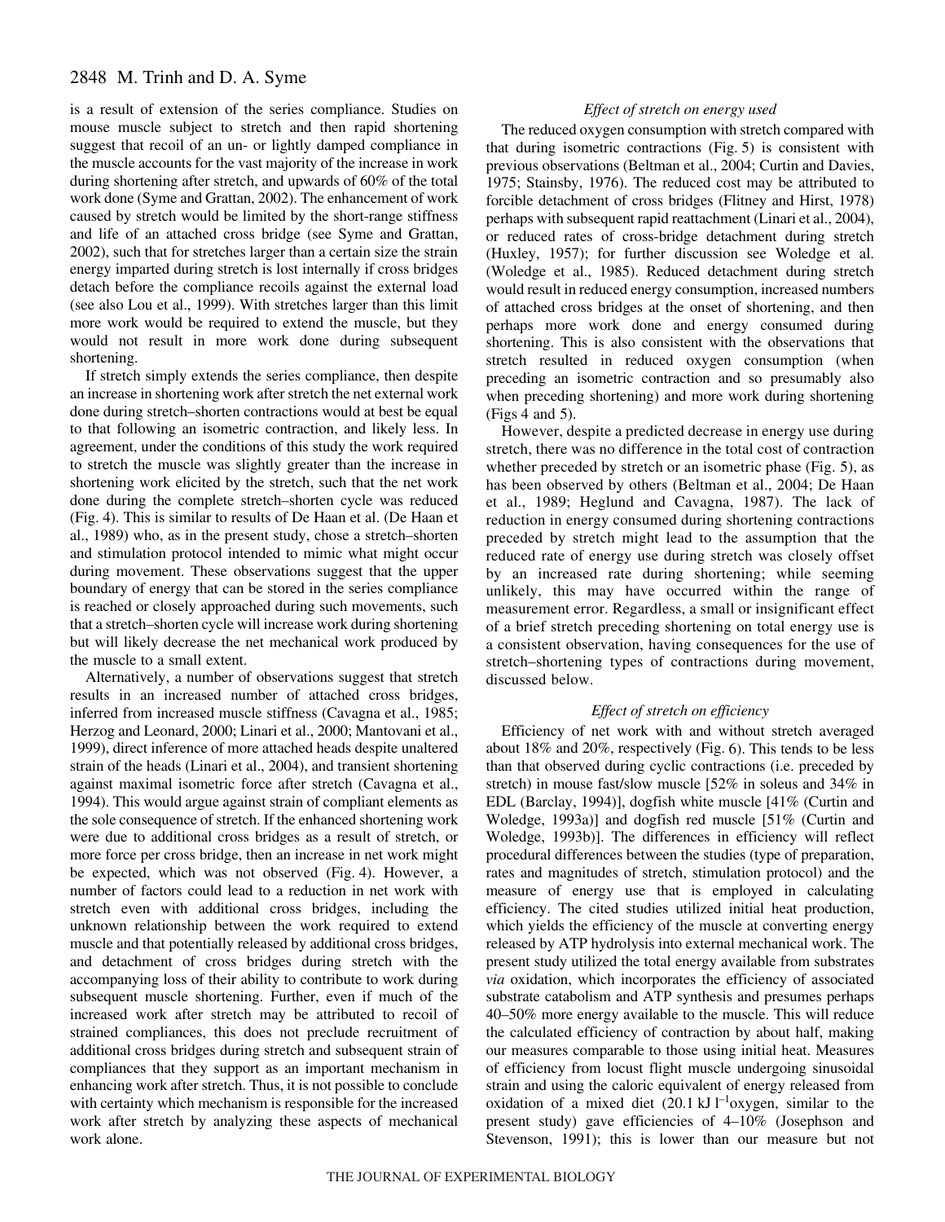is a result of extension of the series compliance. Studies on mouse muscle subject to stretch and then rapid shortening suggest that recoil of an un- or lightly damped compliance in the muscle accounts for the vast majority of the increase in work during shortening after stretch, and upwards of 60% of the total work done (Syme and Grattan, 2002). The enhancement of work caused by stretch would be limited by the short-range stiffness and life of an attached cross bridge (see Syme and Grattan, 2002), such that for stretches larger than a certain size the strain energy imparted during stretch is lost internally if cross bridges detach before the compliance recoils against the external load (see also Lou et al., 1999). With stretches larger than this limit more work would be required to extend the muscle, but they would not result in more work done during subsequent shortening.

If stretch simply extends the series compliance, then despite an increase in shortening work after stretch the net external work done during stretch–shorten contractions would at best be equal to that following an isometric contraction, and likely less. In agreement, under the conditions of this study the work required to stretch the muscle was slightly greater than the increase in shortening work elicited by the stretch, such that the net work done during the complete stretch–shorten cycle was reduced (Fig. 4). This is similar to results of De Haan et al. (De Haan et al., 1989) who, as in the present study, chose a stretch–shorten and stimulation protocol intended to mimic what might occur during movement. These observations suggest that the upper boundary of energy that can be stored in the series compliance is reached or closely approached during such movements, such that a stretch–shorten cycle will increase work during shortening but will likely decrease the net mechanical work produced by the muscle to a small extent.

Alternatively, a number of observations suggest that stretch results in an increased number of attached cross bridges, inferred from increased muscle stiffness (Cavagna et al., 1985; Herzog and Leonard, 2000; Linari et al., 2000; Mantovani et al., 1999), direct inference of more attached heads despite unaltered strain of the heads (Linari et al., 2004), and transient shortening against maximal isometric force after stretch (Cavagna et al., 1994). This would argue against strain of compliant elements as the sole consequence of stretch. If the enhanced shortening work were due to additional cross bridges as a result of stretch, or more force per cross bridge, then an increase in net work might be expected, which was not observed (Fig. 4). However, a number of factors could lead to a reduction in net work with stretch even with additional cross bridges, including the unknown relationship between the work required to extend muscle and that potentially released by additional cross bridges, and detachment of cross bridges during stretch with the accompanying loss of their ability to contribute to work during subsequent muscle shortening. Further, even if much of the increased work after stretch may be attributed to recoil of strained compliances, this does not preclude recruitment of additional cross bridges during stretch and subsequent strain of compliances that they support as an important mechanism in enhancing work after stretch. Thus, it is not possible to conclude with certainty which mechanism is responsible for the increased work after stretch by analyzing these aspects of mechanical work alone.

### *Effect of stretch on energy used*

The reduced oxygen consumption with stretch compared with that during isometric contractions (Fig. 5) is consistent with previous observations (Beltman et al., 2004; Curtin and Davies, 1975; Stainsby, 1976). The reduced cost may be attributed to forcible detachment of cross bridges (Flitney and Hirst, 1978) perhaps with subsequent rapid reattachment (Linari et al., 2004), or reduced rates of cross-bridge detachment during stretch (Huxley, 1957); for further discussion see Woledge et al. (Woledge et al., 1985). Reduced detachment during stretch would result in reduced energy consumption, increased numbers of attached cross bridges at the onset of shortening, and then perhaps more work done and energy consumed during shortening. This is also consistent with the observations that stretch resulted in reduced oxygen consumption (when preceding an isometric contraction and so presumably also when preceding shortening) and more work during shortening (Figs 4 and 5).

However, despite a predicted decrease in energy use during stretch, there was no difference in the total cost of contraction whether preceded by stretch or an isometric phase (Fig. 5), as has been observed by others (Beltman et al., 2004; De Haan et al., 1989; Heglund and Cavagna, 1987). The lack of reduction in energy consumed during shortening contractions preceded by stretch might lead to the assumption that the reduced rate of energy use during stretch was closely offset by an increased rate during shortening; while seeming unlikely, this may have occurred within the range of measurement error. Regardless, a small or insignificant effect of a brief stretch preceding shortening on total energy use is a consistent observation, having consequences for the use of stretch–shortening types of contractions during movement, discussed below.

### *Effect of stretch on efficiency*

Efficiency of net work with and without stretch averaged about 18% and 20%, respectively (Fig. 6). This tends to be less than that observed during cyclic contractions (i.e. preceded by stretch) in mouse fast/slow muscle [52% in soleus and 34% in EDL (Barclay, 1994)], dogfish white muscle [41% (Curtin and Woledge, 1993a)] and dogfish red muscle [51% (Curtin and Woledge, 1993b)]. The differences in efficiency will reflect procedural differences between the studies (type of preparation, rates and magnitudes of stretch, stimulation protocol) and the measure of energy use that is employed in calculating efficiency. The cited studies utilized initial heat production, which yields the efficiency of the muscle at converting energy released by ATP hydrolysis into external mechanical work. The present study utilized the total energy available from substrates *via* oxidation, which incorporates the efficiency of associated substrate catabolism and ATP synthesis and presumes perhaps 40–50% more energy available to the muscle. This will reduce the calculated efficiency of contraction by about half, making our measures comparable to those using initial heat. Measures of efficiency from locust flight muscle undergoing sinusoidal strain and using the caloric equivalent of energy released from oxidation of a mixed diet ($20.1\ \mathrm{kJ\ l^{-1}}$ oxygen, similar to the present study) gave efficiencies of 4–10% (Josephson and Stevenson, 1991); this is lower than our measure but not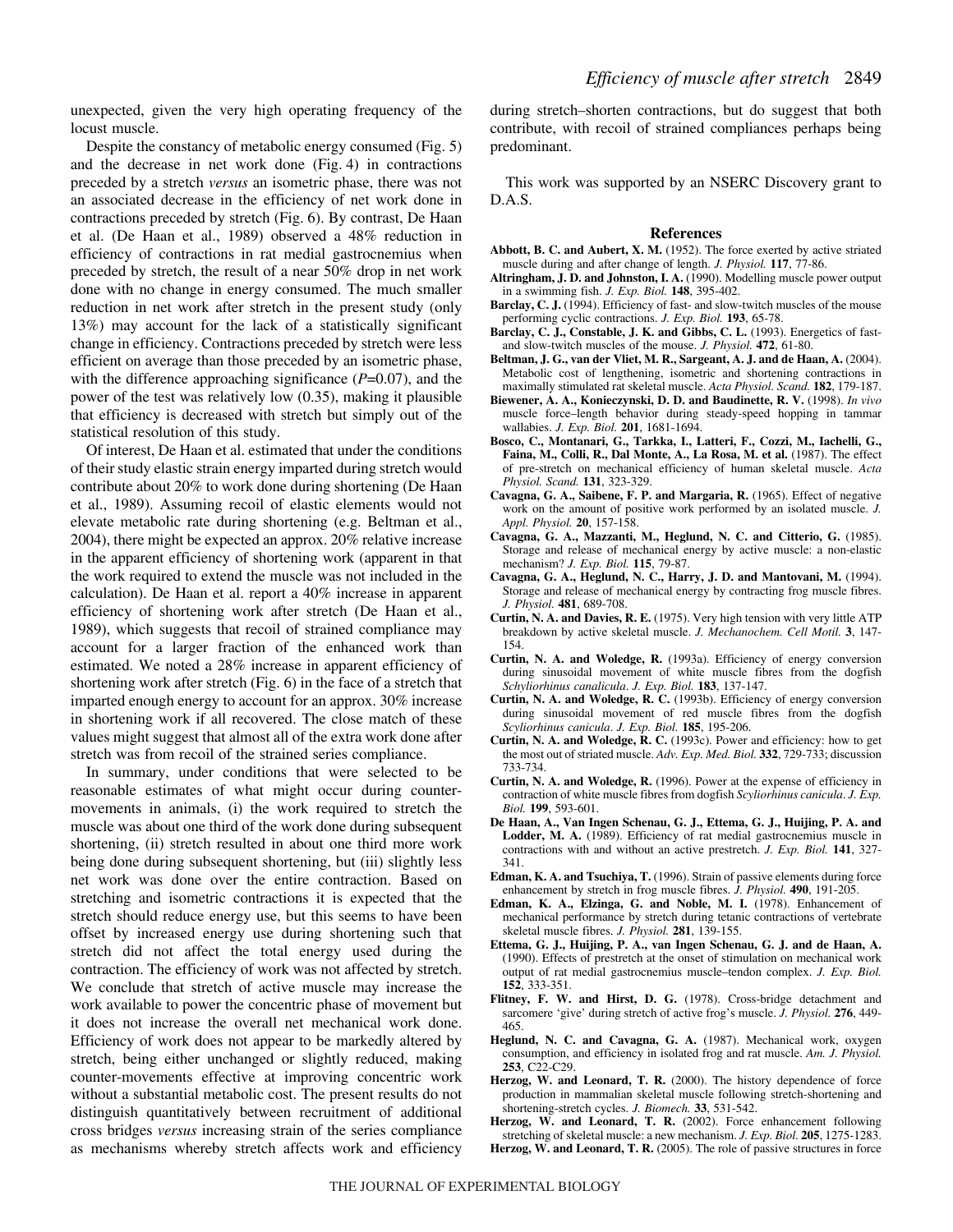unexpected, given the very high operating frequency of the locust muscle.

Despite the constancy of metabolic energy consumed (Fig. 5) and the decrease in net work done (Fig. 4) in contractions preceded by a stretch *versus* an isometric phase, there was not an associated decrease in the efficiency of net work done in contractions preceded by stretch (Fig. 6). By contrast, De Haan et al. (De Haan et al., 1989) observed a 48% reduction in efficiency of contractions in rat medial gastrocnemius when preceded by stretch, the result of a near 50% drop in net work done with no change in energy consumed. The much smaller reduction in net work after stretch in the present study (only 13%) may account for the lack of a statistically significant change in efficiency. Contractions preceded by stretch were less efficient on average than those preceded by an isometric phase, with the difference approaching significance ($P$=0.07), and the power of the test was relatively low (0.35), making it plausible that efficiency is decreased with stretch but simply out of the statistical resolution of this study.

Of interest, De Haan et al. estimated that under the conditions of their study elastic strain energy imparted during stretch would contribute about 20% to work done during shortening (De Haan et al., 1989). Assuming recoil of elastic elements would not elevate metabolic rate during shortening (e.g. Beltman et al., 2004), there might be expected an approx. 20% relative increase in the apparent efficiency of shortening work (apparent in that the work required to extend the muscle was not included in the calculation). De Haan et al. report a 40% increase in apparent efficiency of shortening work after stretch (De Haan et al., 1989), which suggests that recoil of strained compliance may account for a larger fraction of the enhanced work than estimated. We noted a 28% increase in apparent efficiency of shortening work after stretch (Fig. 6) in the face of a stretch that imparted enough energy to account for an approx. 30% increase in shortening work if all recovered. The close match of these values might suggest that almost all of the extra work done after stretch was from recoil of the strained series compliance.

In summary, under conditions that were selected to be reasonable estimates of what might occur during counter-movements in animals, (i) the work required to stretch the muscle was about one third of the work done during subsequent shortening, (ii) stretch resulted in about one third more work being done during subsequent shortening, but (iii) slightly less net work was done over the entire contraction. Based on stretching and isometric contractions it is expected that the stretch should reduce energy use, but this seems to have been offset by increased energy use during shortening such that stretch did not affect the total energy used during the contraction. The efficiency of work was not affected by stretch. We conclude that stretch of active muscle may increase the work available to power the concentric phase of movement but it does not increase the overall net mechanical work done. Efficiency of work does not appear to be markedly altered by stretch, being either unchanged or slightly reduced, making counter-movements effective at improving concentric work without a substantial metabolic cost. The present results do not distinguish quantitatively between recruitment of additional cross bridges *versus* increasing strain of the series compliance as mechanisms whereby stretch affects work and efficiency during stretch–shorten contractions, but do suggest that both contribute, with recoil of strained compliances perhaps being predominant.

This work was supported by an NSERC Discovery grant to D.A.S.

## References

**Abbott, B. C. and Aubert, X. M.** (1952). The force exerted by active striated muscle during and after change of length. *J. Physiol.* **117**, 77-86.

**Altringham, J. D. and Johnston, I. A.** (1990). Modelling muscle power output in a swimming fish. *J. Exp. Biol.* **148**, 395-402.

**Barclay, C. J.** (1994). Efficiency of fast- and slow-twitch muscles of the mouse performing cyclic contractions. *J. Exp. Biol.* **193**, 65-78.

**Barclay, C. J., Constable, J. K. and Gibbs, C. L.** (1993). Energetics of fast- and slow-twitch muscles of the mouse. *J. Physiol.* **472**, 61-80.

**Beltman, J. G., van der Vliet, M. R., Sargeant, A. J. and de Haan, A.** (2004). Metabolic cost of lengthening, isometric and shortening contractions in maximally stimulated rat skeletal muscle. *Acta Physiol. Scand.* **182**, 179-187.

**Biewener, A. A., Konieczynski, D. D. and Baudinette, R. V.** (1998). *In vivo* muscle force–length behavior during steady-speed hopping in tammar wallabies. *J. Exp. Biol.* **201**, 1681-1694.

**Bosco, C., Montanari, G., Tarkka, I., Latteri, F., Cozzi, M., Iachelli, G., Faina, M., Colli, R., Dal Monte, A., La Rosa, M. et al.** (1987). The effect of pre-stretch on mechanical efficiency of human skeletal muscle. *Acta Physiol. Scand.* **131**, 323-329.

**Cavagna, G. A., Saibene, F. P. and Margaria, R.** (1965). Effect of negative work on the amount of positive work performed by an isolated muscle. *J. Appl. Physiol.* **20**, 157-158.

**Cavagna, G. A., Mazzanti, M., Heglund, N. C. and Citterio, G.** (1985). Storage and release of mechanical energy by active muscle: a non-elastic mechanism? *J. Exp. Biol.* **115**, 79-87.

**Cavagna, G. A., Heglund, N. C., Harry, J. D. and Mantovani, M.** (1994). Storage and release of mechanical energy by contracting frog muscle fibres. *J. Physiol.* **481**, 689-708.

**Curtin, N. A. and Davies, R. E.** (1975). Very high tension with very little ATP breakdown by active skeletal muscle. *J. Mechanochem. Cell Motil.* **3**, 147-154.

**Curtin, N. A. and Woledge, R.** (1993a). Efficiency of energy conversion during sinusoidal movement of white muscle fibres from the dogfish *Schyliorhinus canalicula*. *J. Exp. Biol.* **183**, 137-147.

**Curtin, N. A. and Woledge, R. C.** (1993b). Efficiency of energy conversion during sinusoidal movement of red muscle fibres from the dogfish *Scyliorhinus canicula*. *J. Exp. Biol.* **185**, 195-206.

**Curtin, N. A. and Woledge, R. C.** (1993c). Power and efficiency: how to get the most out of striated muscle. *Adv. Exp. Med. Biol.* **332**, 729-733; discussion 733-734.

**Curtin, N. A. and Woledge, R.** (1996). Power at the expense of efficiency in contraction of white muscle fibres from dogfish *Scyliorhinus canicula*. *J. Exp. Biol.* **199**, 593-601.

**De Haan, A., Van Ingen Schenau, G. J., Ettema, G. J., Huijing, P. A. and Lodder, M. A.** (1989). Efficiency of rat medial gastrocnemius muscle in contractions with and without an active prestretch. *J. Exp. Biol.* **141**, 327-341.

**Edman, K. A. and Tsuchiya, T.** (1996). Strain of passive elements during force enhancement by stretch in frog muscle fibres. *J. Physiol.* **490**, 191-205.

**Edman, K. A., Elzinga, G. and Noble, M. I.** (1978). Enhancement of mechanical performance by stretch during tetanic contractions of vertebrate skeletal muscle fibres. *J. Physiol.* **281**, 139-155.

**Ettema, G. J., Huijing, P. A., van Ingen Schenau, G. J. and de Haan, A.** (1990). Effects of prestretch at the onset of stimulation on mechanical work output of rat medial gastrocnemius muscle–tendon complex. *J. Exp. Biol.* **152**, 333-351.

**Flitney, F. W. and Hirst, D. G.** (1978). Cross-bridge detachment and sarcomere 'give' during stretch of active frog's muscle. *J. Physiol.* **276**, 449-465.

**Heglund, N. C. and Cavagna, G. A.** (1987). Mechanical work, oxygen consumption, and efficiency in isolated frog and rat muscle. *Am. J. Physiol.* **253**, C22-C29.

**Herzog, W. and Leonard, T. R.** (2000). The history dependence of force production in mammalian skeletal muscle following stretch-shortening and shortening-stretch cycles. *J. Biomech.* **33**, 531-542.

**Herzog, W. and Leonard, T. R.** (2002). Force enhancement following stretching of skeletal muscle: a new mechanism. *J. Exp. Biol.* **205**, 1275-1283.

**Herzog, W. and Leonard, T. R.** (2005). The role of passive structures in force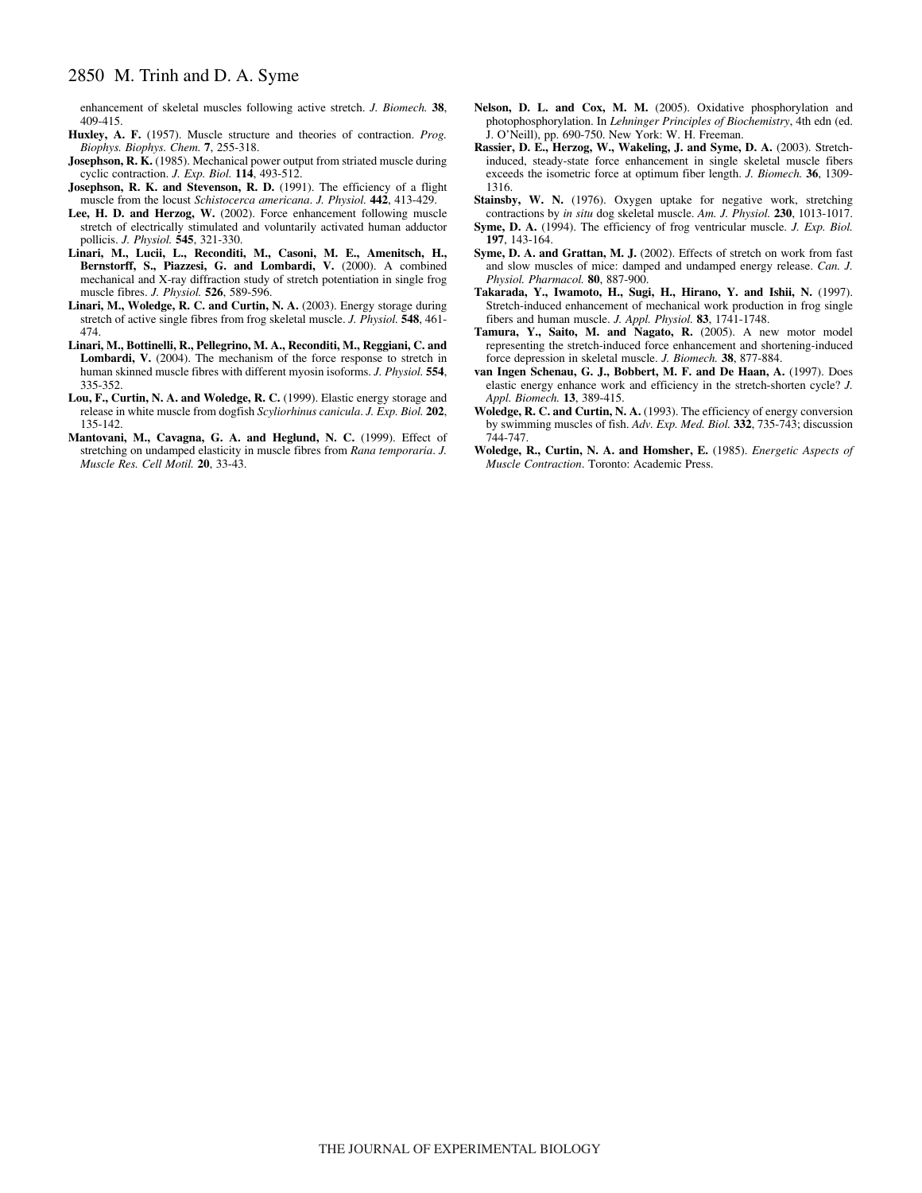enhancement of skeletal muscles following active stretch. *J. Biomech.* **38**, 409-415.

**Huxley, A. F.** (1957). Muscle structure and theories of contraction. *Prog. Biophys. Biophys. Chem.* **7**, 255-318.

**Josephson, R. K.** (1985). Mechanical power output from striated muscle during cyclic contraction. *J. Exp. Biol.* **114**, 493-512.

**Josephson, R. K. and Stevenson, R. D.** (1991). The efficiency of a flight muscle from the locust *Schistocerca americana*. *J. Physiol.* **442**, 413-429.

**Lee, H. D. and Herzog, W.** (2002). Force enhancement following muscle stretch of electrically stimulated and voluntarily activated human adductor pollicis. *J. Physiol.* **545**, 321-330.

**Linari, M., Lucii, L., Reconditi, M., Casoni, M. E., Amenitsch, H., Bernstorff, S., Piazzesi, G. and Lombardi, V.** (2000). A combined mechanical and X-ray diffraction study of stretch potentiation in single frog muscle fibres. *J. Physiol.* **526**, 589-596.

**Linari, M., Woledge, R. C. and Curtin, N. A.** (2003). Energy storage during stretch of active single fibres from frog skeletal muscle. *J. Physiol.* **548**, 461-474.

**Linari, M., Bottinelli, R., Pellegrino, M. A., Reconditi, M., Reggiani, C. and Lombardi, V.** (2004). The mechanism of the force response to stretch in human skinned muscle fibres with different myosin isoforms. *J. Physiol.* **554**, 335-352.

**Lou, F., Curtin, N. A. and Woledge, R. C.** (1999). Elastic energy storage and release in white muscle from dogfish *Scyliorhinus canicula*. *J. Exp. Biol.* **202**, 135-142.

**Mantovani, M., Cavagna, G. A. and Heglund, N. C.** (1999). Effect of stretching on undamped elasticity in muscle fibres from *Rana temporaria*. *J. Muscle Res. Cell Motil.* **20**, 33-43.

**Nelson, D. L. and Cox, M. M.** (2005). Oxidative phosphorylation and photophosphorylation. In *Lehninger Principles of Biochemistry*, 4th edn (ed. J. O'Neill), pp. 690-750. New York: W. H. Freeman.

**Rassier, D. E., Herzog, W., Wakeling, J. and Syme, D. A.** (2003). Stretch-induced, steady-state force enhancement in single skeletal muscle fibers exceeds the isometric force at optimum fiber length. *J. Biomech.* **36**, 1309-1316.

**Stainsby, W. N.** (1976). Oxygen uptake for negative work, stretching contractions by *in situ* dog skeletal muscle. *Am. J. Physiol.* **230**, 1013-1017.

**Syme, D. A.** (1994). The efficiency of frog ventricular muscle. *J. Exp. Biol.* **197**, 143-164.

**Syme, D. A. and Grattan, M. J.** (2002). Effects of stretch on work from fast and slow muscles of mice: damped and undamped energy release. *Can. J. Physiol. Pharmacol.* **80**, 887-900.

**Takarada, Y., Iwamoto, H., Sugi, H., Hirano, Y. and Ishii, N.** (1997). Stretch-induced enhancement of mechanical work production in frog single fibers and human muscle. *J. Appl. Physiol.* **83**, 1741-1748.

**Tamura, Y., Saito, M. and Nagato, R.** (2005). A new motor model representing the stretch-induced force enhancement and shortening-induced force depression in skeletal muscle. *J. Biomech.* **38**, 877-884.

**van Ingen Schenau, G. J., Bobbert, M. F. and De Haan, A.** (1997). Does elastic energy enhance work and efficiency in the stretch-shorten cycle? *J. Appl. Biomech.* **13**, 389-415.

**Woledge, R. C. and Curtin, N. A.** (1993). The efficiency of energy conversion by swimming muscles of fish. *Adv. Exp. Med. Biol.* **332**, 735-743; discussion 744-747.

**Woledge, R., Curtin, N. A. and Homsher, E.** (1985). *Energetic Aspects of Muscle Contraction*. Toronto: Academic Press.